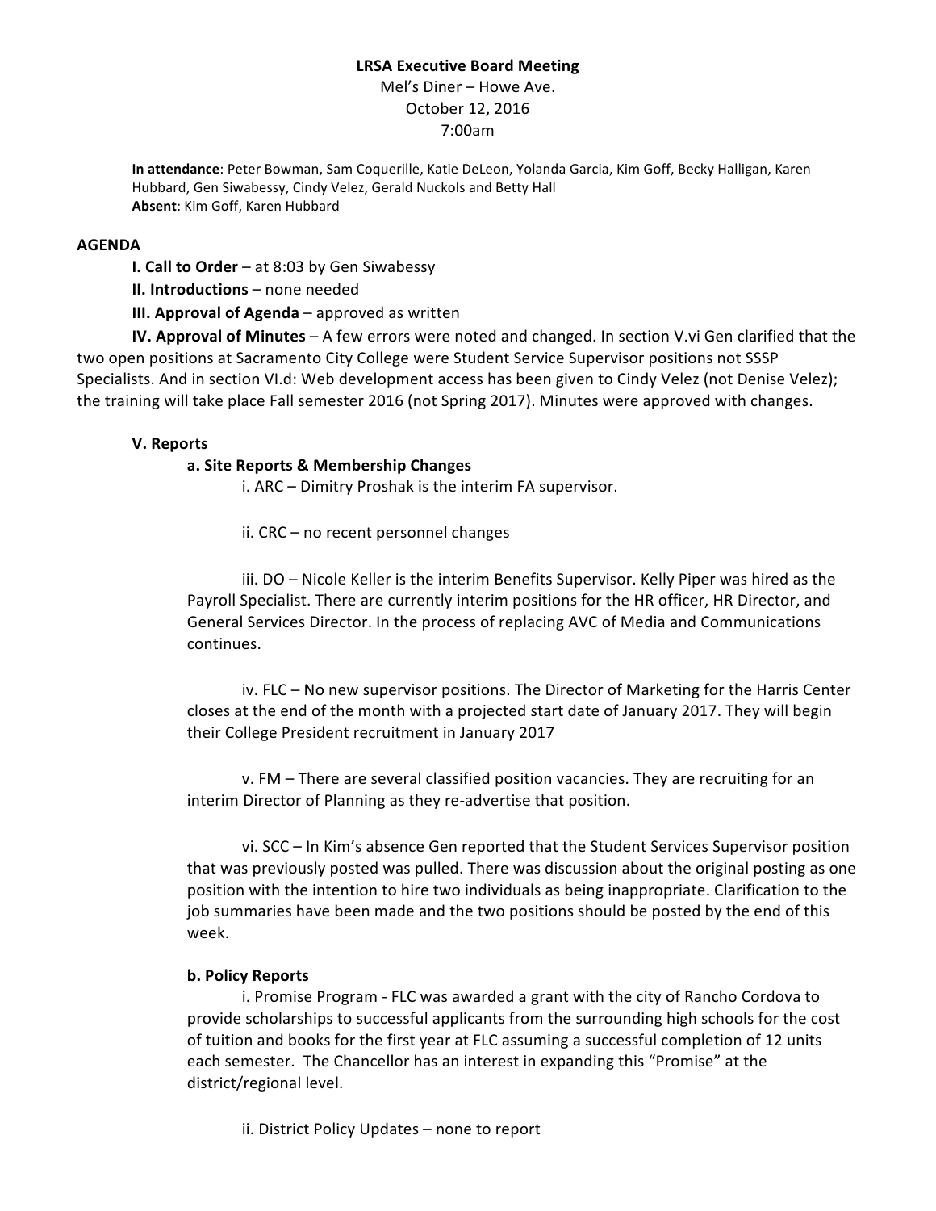**LRSA Executive Board Meeting**
Mel's Diner – Howe Ave.
October 12, 2016
7:00am

**In attendance**: Peter Bowman, Sam Coquerille, Katie DeLeon, Yolanda Garcia, Kim Goff, Becky Halligan, Karen Hubbard, Gen Siwabessy, Cindy Velez, Gerald Nuckols and Betty Hall
**Absent**: Kim Goff, Karen Hubbard

**AGENDA**

**I. Call to Order** – at 8:03 by Gen Siwabessy

**II. Introductions** – none needed

**III. Approval of Agenda** – approved as written

**IV. Approval of Minutes** – A few errors were noted and changed. In section V.vi Gen clarified that the two open positions at Sacramento City College were Student Service Supervisor positions not SSSP Specialists. And in section VI.d: Web development access has been given to Cindy Velez (not Denise Velez); the training will take place Fall semester 2016 (not Spring 2017). Minutes were approved with changes.

**V. Reports**

**a. Site Reports & Membership Changes**

i. ARC – Dimitry Proshak is the interim FA supervisor.

ii. CRC – no recent personnel changes

iii. DO – Nicole Keller is the interim Benefits Supervisor. Kelly Piper was hired as the Payroll Specialist. There are currently interim positions for the HR officer, HR Director, and General Services Director. In the process of replacing AVC of Media and Communications continues.

iv. FLC – No new supervisor positions. The Director of Marketing for the Harris Center closes at the end of the month with a projected start date of January 2017. They will begin their College President recruitment in January 2017

v. FM – There are several classified position vacancies. They are recruiting for an interim Director of Planning as they re-advertise that position.

vi. SCC – In Kim's absence Gen reported that the Student Services Supervisor position that was previously posted was pulled. There was discussion about the original posting as one position with the intention to hire two individuals as being inappropriate. Clarification to the job summaries have been made and the two positions should be posted by the end of this week.

**b. Policy Reports**

i. Promise Program - FLC was awarded a grant with the city of Rancho Cordova to provide scholarships to successful applicants from the surrounding high schools for the cost of tuition and books for the first year at FLC assuming a successful completion of 12 units each semester. The Chancellor has an interest in expanding this "Promise" at the district/regional level.

ii. District Policy Updates – none to report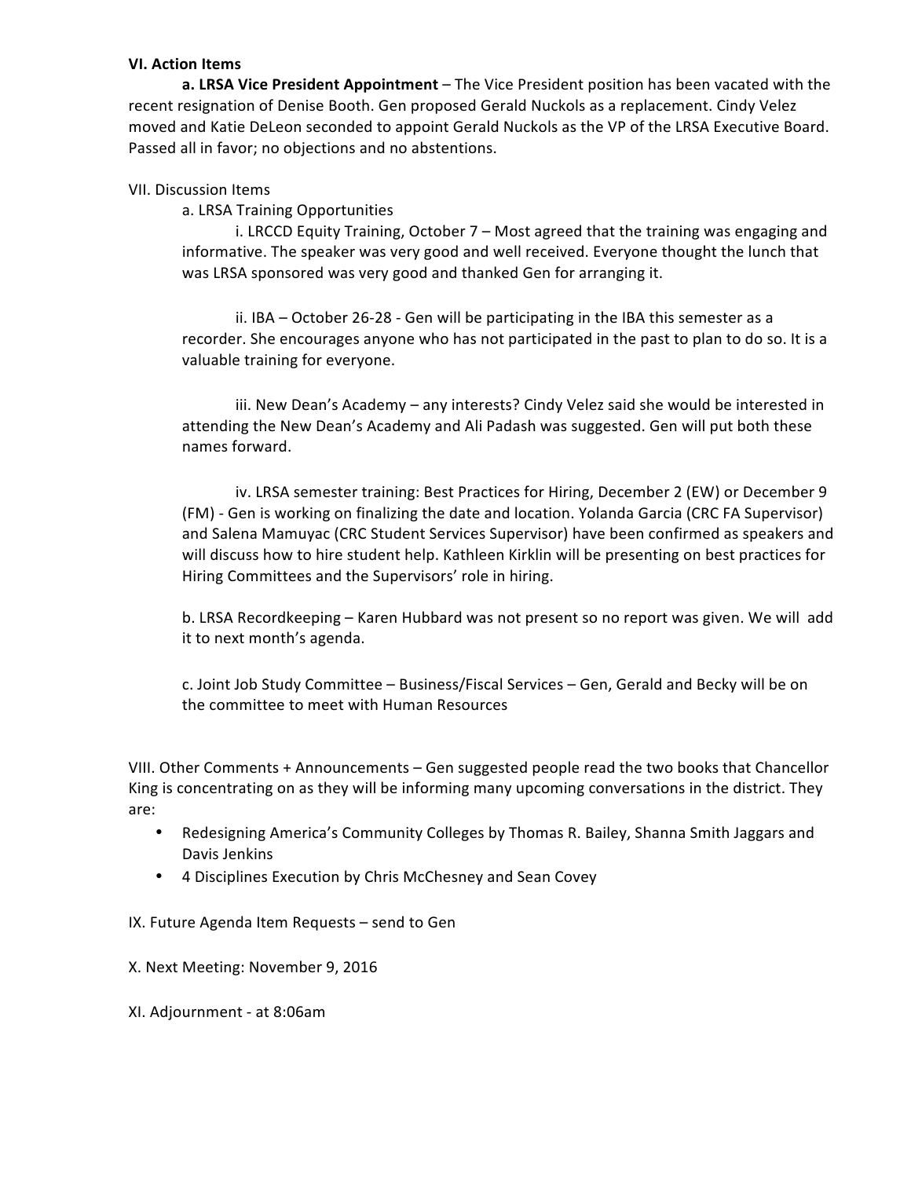**VI. Action Items**

**a. LRSA Vice President Appointment** – The Vice President position has been vacated with the recent resignation of Denise Booth. Gen proposed Gerald Nuckols as a replacement. Cindy Velez moved and Katie DeLeon seconded to appoint Gerald Nuckols as the VP of the LRSA Executive Board. Passed all in favor; no objections and no abstentions.

VII. Discussion Items

a. LRSA Training Opportunities

i. LRCCD Equity Training, October 7 – Most agreed that the training was engaging and informative. The speaker was very good and well received. Everyone thought the lunch that was LRSA sponsored was very good and thanked Gen for arranging it.

ii. IBA – October 26-28 - Gen will be participating in the IBA this semester as a recorder. She encourages anyone who has not participated in the past to plan to do so. It is a valuable training for everyone.

iii. New Dean's Academy – any interests? Cindy Velez said she would be interested in attending the New Dean's Academy and Ali Padash was suggested. Gen will put both these names forward.

iv. LRSA semester training: Best Practices for Hiring, December 2 (EW) or December 9 (FM) - Gen is working on finalizing the date and location. Yolanda Garcia (CRC FA Supervisor) and Salena Mamuyac (CRC Student Services Supervisor) have been confirmed as speakers and will discuss how to hire student help. Kathleen Kirklin will be presenting on best practices for Hiring Committees and the Supervisors' role in hiring.

b. LRSA Recordkeeping – Karen Hubbard was not present so no report was given. We will add it to next month's agenda.

c. Joint Job Study Committee – Business/Fiscal Services – Gen, Gerald and Becky will be on the committee to meet with Human Resources

VIII. Other Comments + Announcements – Gen suggested people read the two books that Chancellor King is concentrating on as they will be informing many upcoming conversations in the district. They are:

- Redesigning America's Community Colleges by Thomas R. Bailey, Shanna Smith Jaggars and Davis Jenkins
- 4 Disciplines Execution by Chris McChesney and Sean Covey

IX. Future Agenda Item Requests – send to Gen

X. Next Meeting: November 9, 2016

XI. Adjournment - at 8:06am